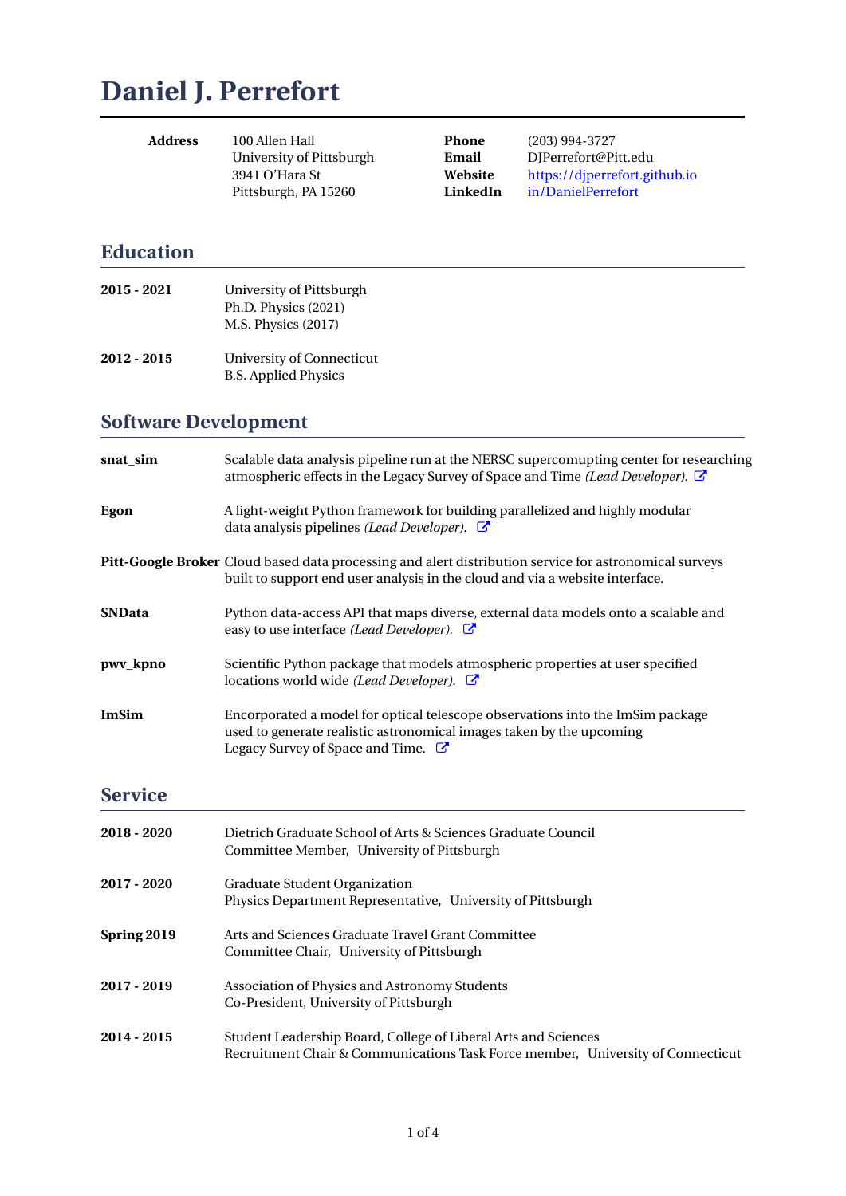# Daniel J. Perrefort

| | | | |
|---|---|---|---|
| **Address** | 100 Allen Hall<br>University of Pittsburgh<br>3941 O'Hara St<br>Pittsburgh, PA 15260 | **Phone**<br>**Email**<br>**Website**<br>**LinkedIn** | (203) 994-3727<br>DJPerrefort@Pitt.edu<br>https://djperrefort.github.io<br>in/DanielPerrefort |

## Education

**2015 - 2021**
University of Pittsburgh
Ph.D. Physics (2021)
M.S. Physics (2017)

**2012 - 2015**
University of Connecticut
B.S. Applied Physics

## Software Development

**snat_sim**
Scalable data analysis pipeline run at the NERSC supercomupting center for researching atmospheric effects in the Legacy Survey of Space and Time *(Lead Developer).*

**Egon**
A light-weight Python framework for building parallelized and highly modular data analysis pipelines *(Lead Developer).*

**Pitt-Google Broker**
Cloud based data processing and alert distribution service for astronomical surveys built to support end user analysis in the cloud and via a website interface.

**SNData**
Python data-access API that maps diverse, external data models onto a scalable and easy to use interface *(Lead Developer).*

**pwv_kpno**
Scientific Python package that models atmospheric properties at user specified locations world wide *(Lead Developer).*

**ImSim**
Encorporated a model for optical telescope observations into the ImSim package used to generate realistic astronomical images taken by the upcoming Legacy Survey of Space and Time.

## Service

**2018 - 2020**
Dietrich Graduate School of Arts & Sciences Graduate Council
Committee Member, University of Pittsburgh

**2017 - 2020**
Graduate Student Organization
Physics Department Representative, University of Pittsburgh

**Spring 2019**
Arts and Sciences Graduate Travel Grant Committee
Committee Chair, University of Pittsburgh

**2017 - 2019**
Association of Physics and Astronomy Students
Co-President, University of Pittsburgh

**2014 - 2015**
Student Leadership Board, College of Liberal Arts and Sciences
Recruitment Chair & Communications Task Force member, University of Connecticut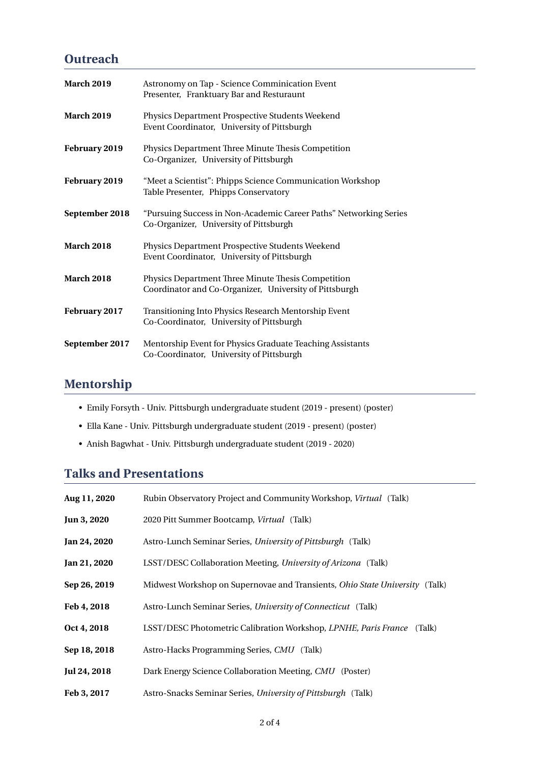## Outreach

**March 2019** Astronomy on Tap - Science Comminication Event
Presenter, Franktuary Bar and Resturaunt

**March 2019** Physics Department Prospective Students Weekend
Event Coordinator, University of Pittsburgh

**February 2019** Physics Department Three Minute Thesis Competition
Co-Organizer, University of Pittsburgh

**February 2019** "Meet a Scientist": Phipps Science Communication Workshop
Table Presenter, Phipps Conservatory

**September 2018** "Pursuing Success in Non-Academic Career Paths" Networking Series
Co-Organizer, University of Pittsburgh

**March 2018** Physics Department Prospective Students Weekend
Event Coordinator, University of Pittsburgh

**March 2018** Physics Department Three Minute Thesis Competition
Coordinator and Co-Organizer, University of Pittsburgh

**February 2017** Transitioning Into Physics Research Mentorship Event
Co-Coordinator, University of Pittsburgh

**September 2017** Mentorship Event for Physics Graduate Teaching Assistants
Co-Coordinator, University of Pittsburgh

## Mentorship

- Emily Forsyth - Univ. Pittsburgh undergraduate student (2019 - present) (poster)
- Ella Kane - Univ. Pittsburgh undergraduate student (2019 - present) (poster)
- Anish Bagwhat - Univ. Pittsburgh undergraduate student (2019 - 2020)

## Talks and Presentations

**Aug 11, 2020** Rubin Observatory Project and Community Workshop, *Virtual* (Talk)

**Jun 3, 2020** 2020 Pitt Summer Bootcamp, *Virtual* (Talk)

**Jan 24, 2020** Astro-Lunch Seminar Series, *University of Pittsburgh* (Talk)

**Jan 21, 2020** LSST/DESC Collaboration Meeting, *University of Arizona* (Talk)

**Sep 26, 2019** Midwest Workshop on Supernovae and Transients, *Ohio State University* (Talk)

**Feb 4, 2018** Astro-Lunch Seminar Series, *University of Connecticut* (Talk)

**Oct 4, 2018** LSST/DESC Photometric Calibration Workshop, *LPNHE, Paris France* (Talk)

**Sep 18, 2018** Astro-Hacks Programming Series, *CMU* (Talk)

**Jul 24, 2018** Dark Energy Science Collaboration Meeting, *CMU* (Poster)

**Feb 3, 2017** Astro-Snacks Seminar Series, *University of Pittsburgh* (Talk)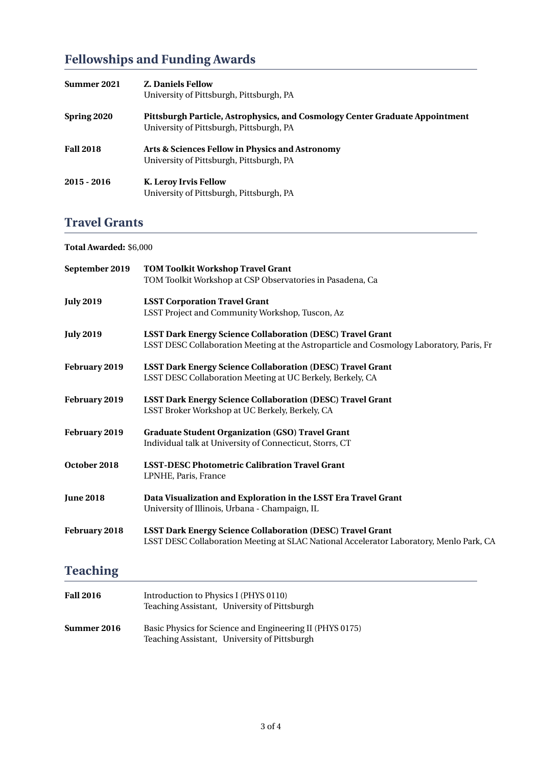## Fellowships and Funding Awards

**Summer 2021** — **Z. Daniels Fellow**
University of Pittsburgh, Pittsburgh, PA

**Spring 2020** — **Pittsburgh Particle, Astrophysics, and Cosmology Center Graduate Appointment**
University of Pittsburgh, Pittsburgh, PA

**Fall 2018** — **Arts & Sciences Fellow in Physics and Astronomy**
University of Pittsburgh, Pittsburgh, PA

**2015 - 2016** — **K. Leroy Irvis Fellow**
University of Pittsburgh, Pittsburgh, PA

## Travel Grants

**Total Awarded:** $6,000

**September 2019** — **TOM Toolkit Workshop Travel Grant**
TOM Toolkit Workshop at CSP Observatories in Pasadena, Ca

**July 2019** — **LSST Corporation Travel Grant**
LSST Project and Community Workshop, Tuscon, Az

**July 2019** — **LSST Dark Energy Science Collaboration (DESC) Travel Grant**
LSST DESC Collaboration Meeting at the Astroparticle and Cosmology Laboratory, Paris, Fr

**February 2019** — **LSST Dark Energy Science Collaboration (DESC) Travel Grant**
LSST DESC Collaboration Meeting at UC Berkely, Berkely, CA

**February 2019** — **LSST Dark Energy Science Collaboration (DESC) Travel Grant**
LSST Broker Workshop at UC Berkely, Berkely, CA

**February 2019** — **Graduate Student Organization (GSO) Travel Grant**
Individual talk at University of Connecticut, Storrs, CT

**October 2018** — **LSST-DESC Photometric Calibration Travel Grant**
LPNHE, Paris, France

**June 2018** — **Data Visualization and Exploration in the LSST Era Travel Grant**
University of Illinois, Urbana - Champaign, IL

**February 2018** — **LSST Dark Energy Science Collaboration (DESC) Travel Grant**
LSST DESC Collaboration Meeting at SLAC National Accelerator Laboratory, Menlo Park, CA

## Teaching

**Fall 2016** — Introduction to Physics I (PHYS 0110)
Teaching Assistant, University of Pittsburgh

**Summer 2016** — Basic Physics for Science and Engineering II (PHYS 0175)
Teaching Assistant, University of Pittsburgh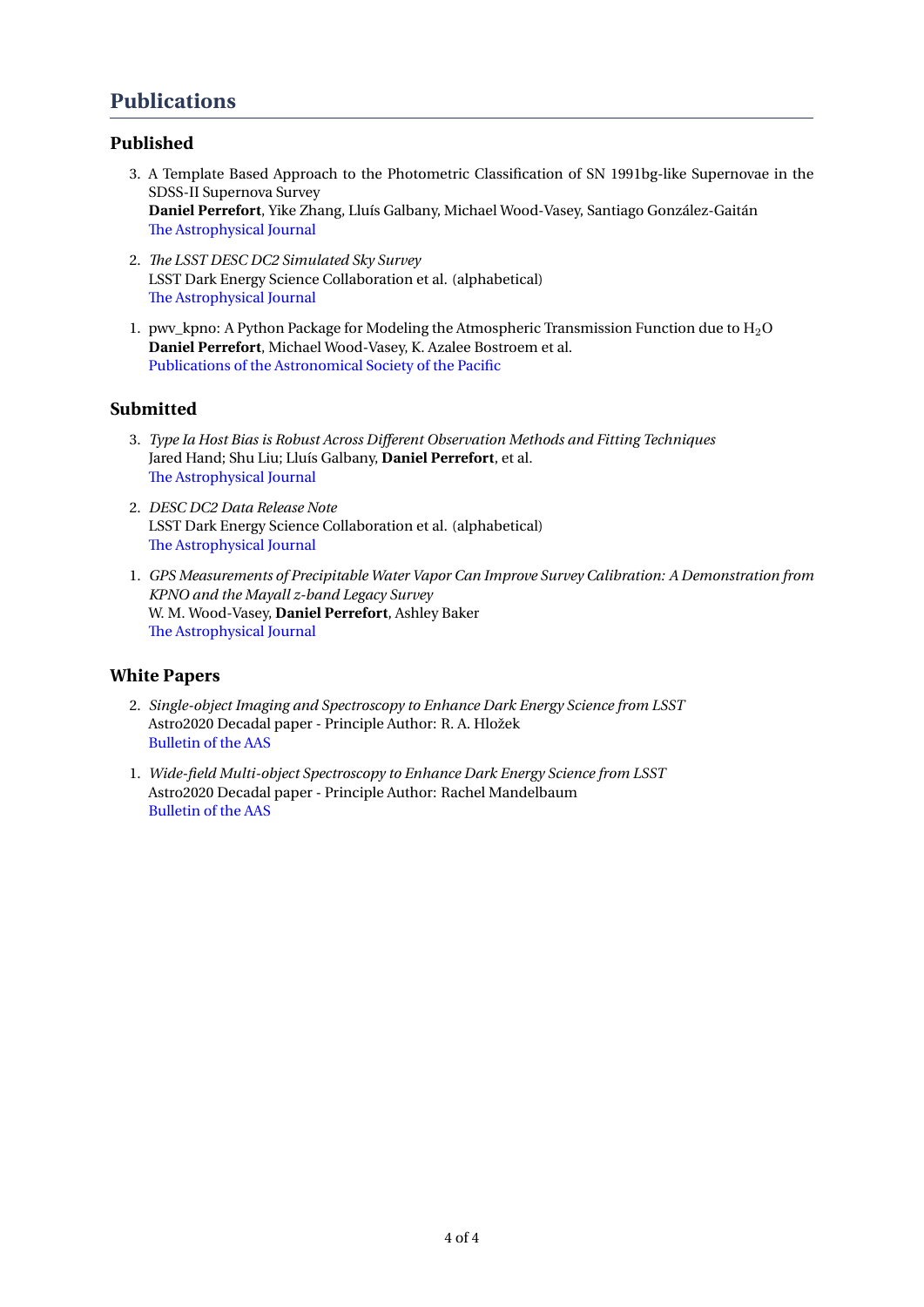## Publications

### Published

3. A Template Based Approach to the Photometric Classification of SN 1991bg-like Supernovae in the SDSS-II Supernova Survey
   **Daniel Perrefort**, Yike Zhang, Lluís Galbany, Michael Wood-Vasey, Santiago González-Gaitán
   The Astrophysical Journal

2. *The LSST DESC DC2 Simulated Sky Survey*
   LSST Dark Energy Science Collaboration et al. (alphabetical)
   The Astrophysical Journal

1. pwv_kpno: A Python Package for Modeling the Atmospheric Transmission Function due to $H_2O$
   **Daniel Perrefort**, Michael Wood-Vasey, K. Azalee Bostroem et al.
   Publications of the Astronomical Society of the Pacific

### Submitted

3. *Type Ia Host Bias is Robust Across Different Observation Methods and Fitting Techniques*
   Jared Hand; Shu Liu; Lluís Galbany, **Daniel Perrefort**, et al.
   The Astrophysical Journal

2. *DESC DC2 Data Release Note*
   LSST Dark Energy Science Collaboration et al. (alphabetical)
   The Astrophysical Journal

1. *GPS Measurements of Precipitable Water Vapor Can Improve Survey Calibration: A Demonstration from KPNO and the Mayall z-band Legacy Survey*
   W. M. Wood-Vasey, **Daniel Perrefort**, Ashley Baker
   The Astrophysical Journal

### White Papers

2. *Single-object Imaging and Spectroscopy to Enhance Dark Energy Science from LSST*
   Astro2020 Decadal paper - Principle Author: R. A. Hložek
   Bulletin of the AAS

1. *Wide-field Multi-object Spectroscopy to Enhance Dark Energy Science from LSST*
   Astro2020 Decadal paper - Principle Author: Rachel Mandelbaum
   Bulletin of the AAS